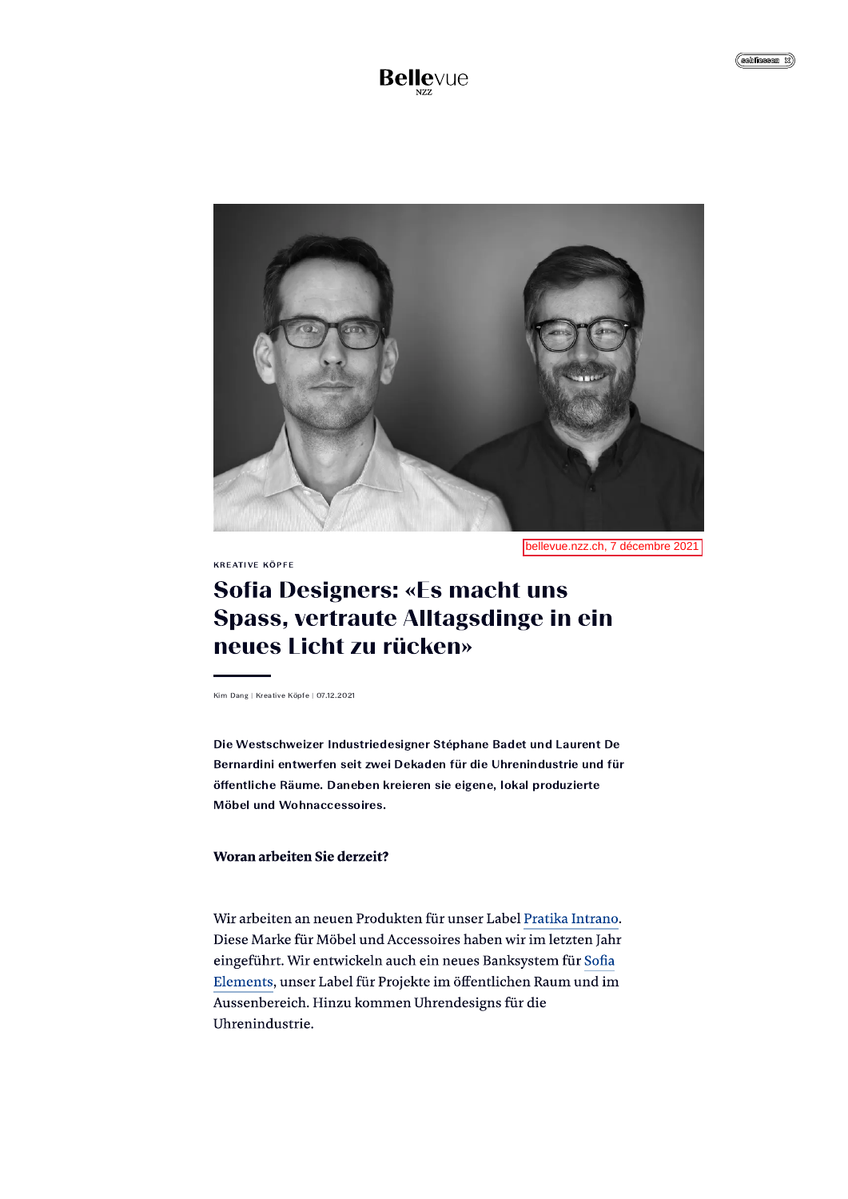Bellevue
NZZ

bellevue.nzz.ch, 7 décembre 2021

KREATIVE KÖPFE

# Sofia Designers: «Es macht uns Spass, vertraute Alltagsdinge in ein neues Licht zu rücken»

Kim Dang | Kreative Köpfe | 07.12.2021

**Die Westschweizer Industriedesigner Stéphane Badet und Laurent De Bernardini entwerfen seit zwei Dekaden für die Uhrenindustrie und für öffentliche Räume. Daneben kreieren sie eigene, lokal produzierte Möbel und Wohnaccessoires.**

**Woran arbeiten Sie derzeit?**

Wir arbeiten an neuen Produkten für unser Label Pratika Intrano. Diese Marke für Möbel und Accessoires haben wir im letzten Jahr eingeführt. Wir entwickeln auch ein neues Banksystem für Sofia Elements, unser Label für Projekte im öffentlichen Raum und im Aussenbereich. Hinzu kommen Uhrendesigns für die Uhrenindustrie.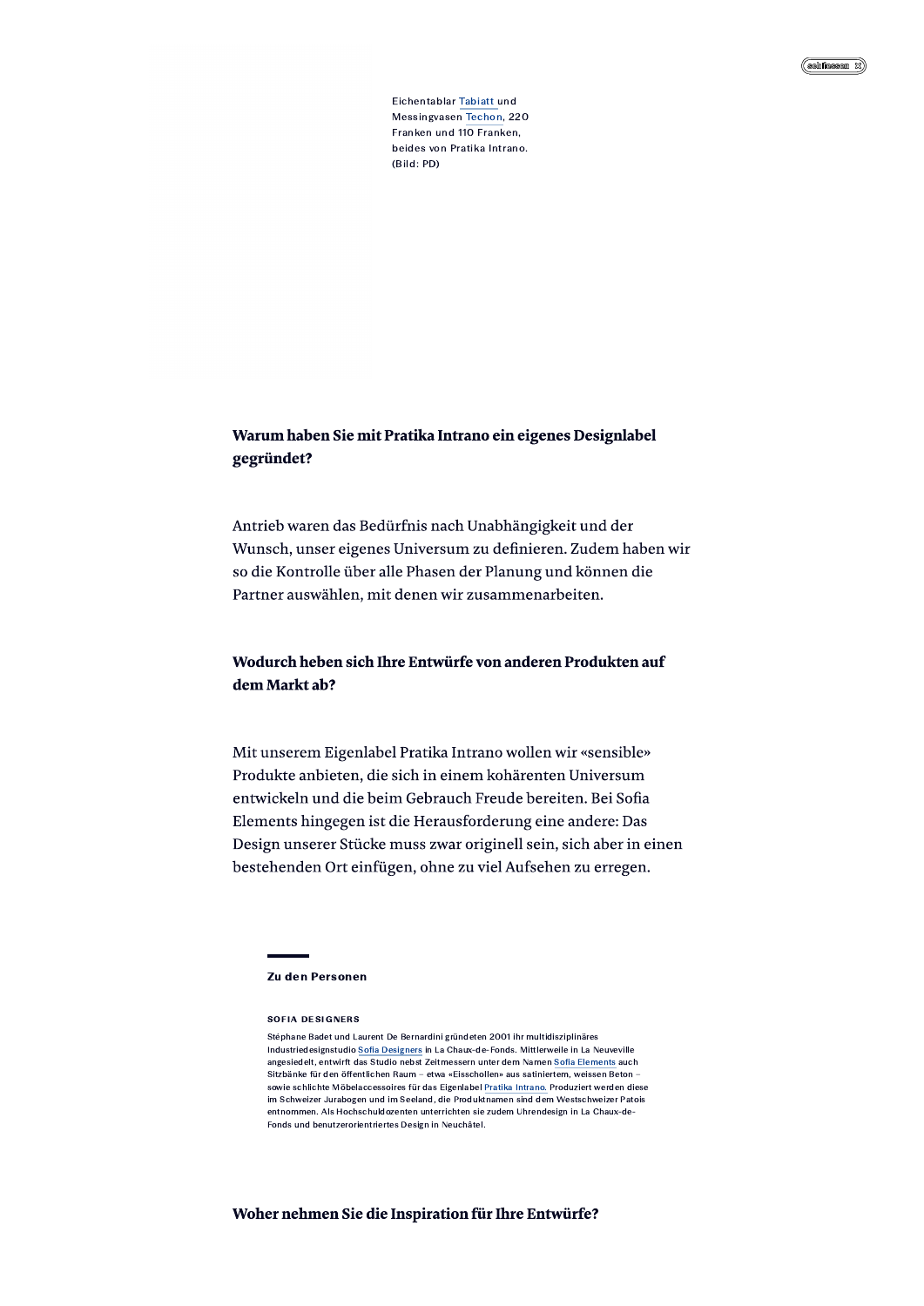Eichentablar Tabiatt und Messingvasen Techon, 220 Franken und 110 Franken, beides von Pratika Intrano. (Bild: PD)

**Warum haben Sie mit Pratika Intrano ein eigenes Designlabel gegründet?**

Antrieb waren das Bedürfnis nach Unabhängigkeit und der Wunsch, unser eigenes Universum zu definieren. Zudem haben wir so die Kontrolle über alle Phasen der Planung und können die Partner auswählen, mit denen wir zusammenarbeiten.

**Wodurch heben sich Ihre Entwürfe von anderen Produkten auf dem Markt ab?**

Mit unserem Eigenlabel Pratika Intrano wollen wir «sensible» Produkte anbieten, die sich in einem kohärenten Universum entwickeln und die beim Gebrauch Freude bereiten. Bei Sofia Elements hingegen ist die Herausforderung eine andere: Das Design unserer Stücke muss zwar originell sein, sich aber in einen bestehenden Ort einfügen, ohne zu viel Aufsehen zu erregen.

**Zu den Personen**

**SOFIA DESIGNERS**

Stéphane Badet und Laurent De Bernardini gründeten 2001 ihr multidisziplinäres Industriedesignstudio Sofia Designers in La Chaux-de-Fonds. Mittlerweile in La Neuveville angesiedelt, entwirft das Studio nebst Zeitmessern unter dem Namen Sofia Elements auch Sitzbänke für den öffentlichen Raum – etwa «Eisschollen» aus satiniertem, weissen Beton – sowie schlichte Möbelaccessoires für das Eigenlabel Pratika Intrano. Produziert werden diese im Schweizer Jurabogen und im Seeland, die Produktnamen sind dem Westschweizer Patois entnommen. Als Hochschuldozenten unterrichten sie zudem Uhrendesign in La Chaux-de-Fonds und benutzerorientiertes Design in Neuchâtel.

**Woher nehmen Sie die Inspiration für Ihre Entwürfe?**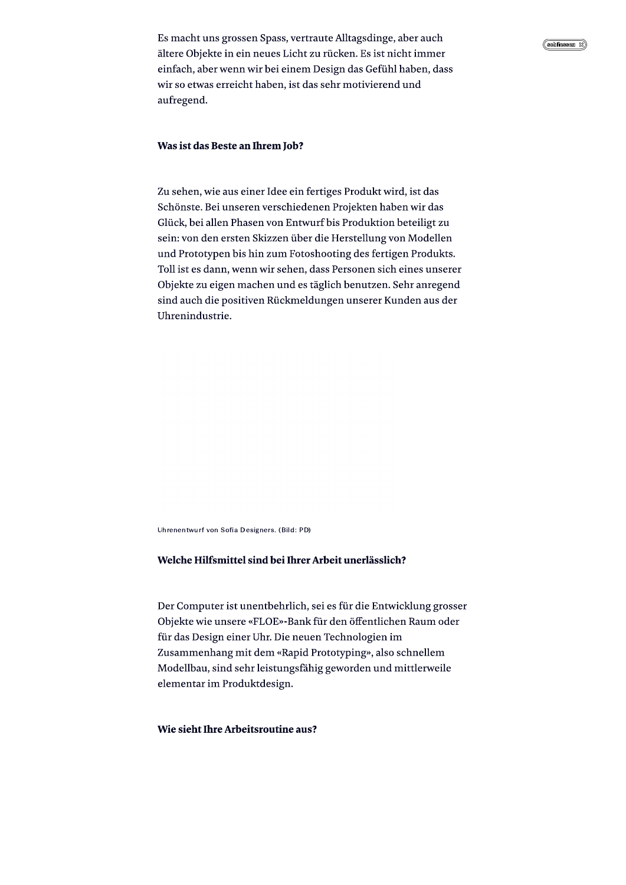Es macht uns grossen Spass, vertraute Alltagsdinge, aber auch ältere Objekte in ein neues Licht zu rücken. Es ist nicht immer einfach, aber wenn wir bei einem Design das Gefühl haben, dass wir so etwas erreicht haben, ist das sehr motivierend und aufregend.

**Was ist das Beste an Ihrem Job?**

Zu sehen, wie aus einer Idee ein fertiges Produkt wird, ist das Schönste. Bei unseren verschiedenen Projekten haben wir das Glück, bei allen Phasen von Entwurf bis Produktion beteiligt zu sein: von den ersten Skizzen über die Herstellung von Modellen und Prototypen bis hin zum Fotoshooting des fertigen Produkts. Toll ist es dann, wenn wir sehen, dass Personen sich eines unserer Objekte zu eigen machen und es täglich benutzen. Sehr anregend sind auch die positiven Rückmeldungen unserer Kunden aus der Uhrenindustrie.

Uhrenentwurf von Sofia Designers. (Bild: PD)

**Welche Hilfsmittel sind bei Ihrer Arbeit unerlässlich?**

Der Computer ist unentbehrlich, sei es für die Entwicklung grosser Objekte wie unsere «FLOE»-Bank für den öffentlichen Raum oder für das Design einer Uhr. Die neuen Technologien im Zusammenhang mit dem «Rapid Prototyping», also schnellem Modellbau, sind sehr leistungsfähig geworden und mittlerweile elementar im Produktdesign.

**Wie sieht Ihre Arbeitsroutine aus?**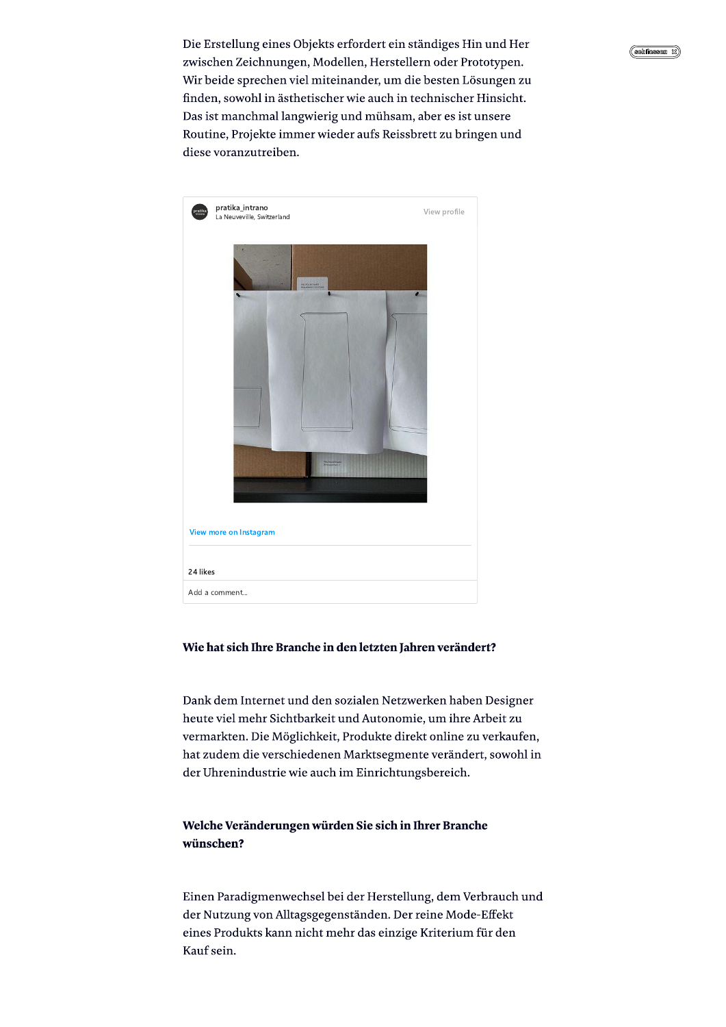Die Erstellung eines Objekts erfordert ein ständiges Hin und Her zwischen Zeichnungen, Modellen, Herstellern oder Prototypen. Wir beide sprechen viel miteinander, um die besten Lösungen zu finden, sowohl in ästhetischer wie auch in technischer Hinsicht. Das ist manchmal langwierig und mühsam, aber es ist unsere Routine, Projekte immer wieder aufs Reissbrett zu bringen und diese voranzutreiben.

pratika_intrano
La Neuveville, Switzerland

View profile

View more on Instagram

24 likes

Add a comment...

**Wie hat sich Ihre Branche in den letzten Jahren verändert?**

Dank dem Internet und den sozialen Netzwerken haben Designer heute viel mehr Sichtbarkeit und Autonomie, um ihre Arbeit zu vermarkten. Die Möglichkeit, Produkte direkt online zu verkaufen, hat zudem die verschiedenen Marktsegmente verändert, sowohl in der Uhrenindustrie wie auch im Einrichtungsbereich.

**Welche Veränderungen würden Sie sich in Ihrer Branche wünschen?**

Einen Paradigmenwechsel bei der Herstellung, dem Verbrauch und der Nutzung von Alltagsgegenständen. Der reine Mode-Effekt eines Produkts kann nicht mehr das einzige Kriterium für den Kauf sein.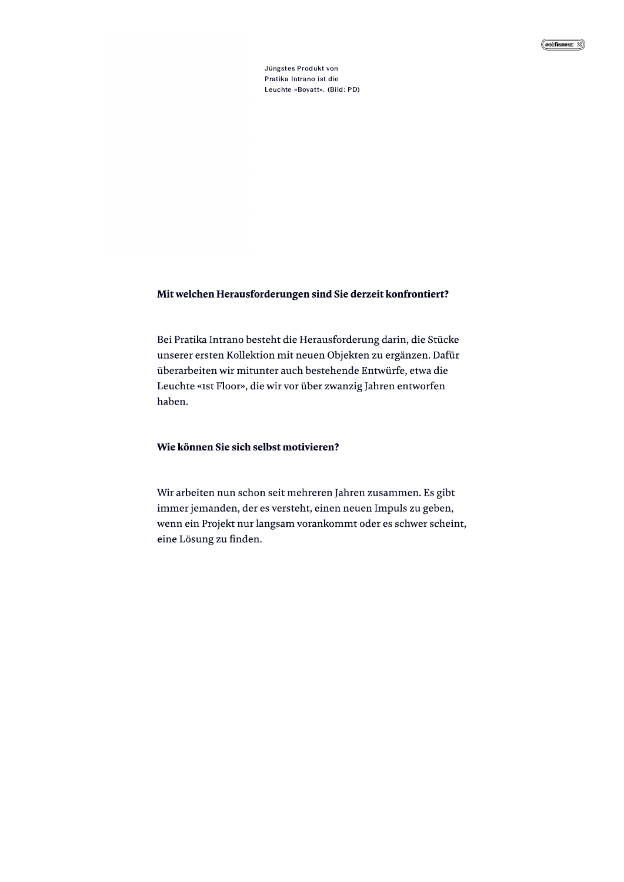Jüngstes Produkt von Pratika Intrano ist die Leuchte «Boyatt». (Bild: PD)

**Mit welchen Herausforderungen sind Sie derzeit konfrontiert?**

Bei Pratika Intrano besteht die Herausforderung darin, die Stücke unserer ersten Kollektion mit neuen Objekten zu ergänzen. Dafür überarbeiten wir mitunter auch bestehende Entwürfe, etwa die Leuchte «1st Floor», die wir vor über zwanzig Jahren entworfen haben.

**Wie können Sie sich selbst motivieren?**

Wir arbeiten nun schon seit mehreren Jahren zusammen. Es gibt immer jemanden, der es versteht, einen neuen Impuls zu geben, wenn ein Projekt nur langsam vorankommt oder es schwer scheint, eine Lösung zu finden.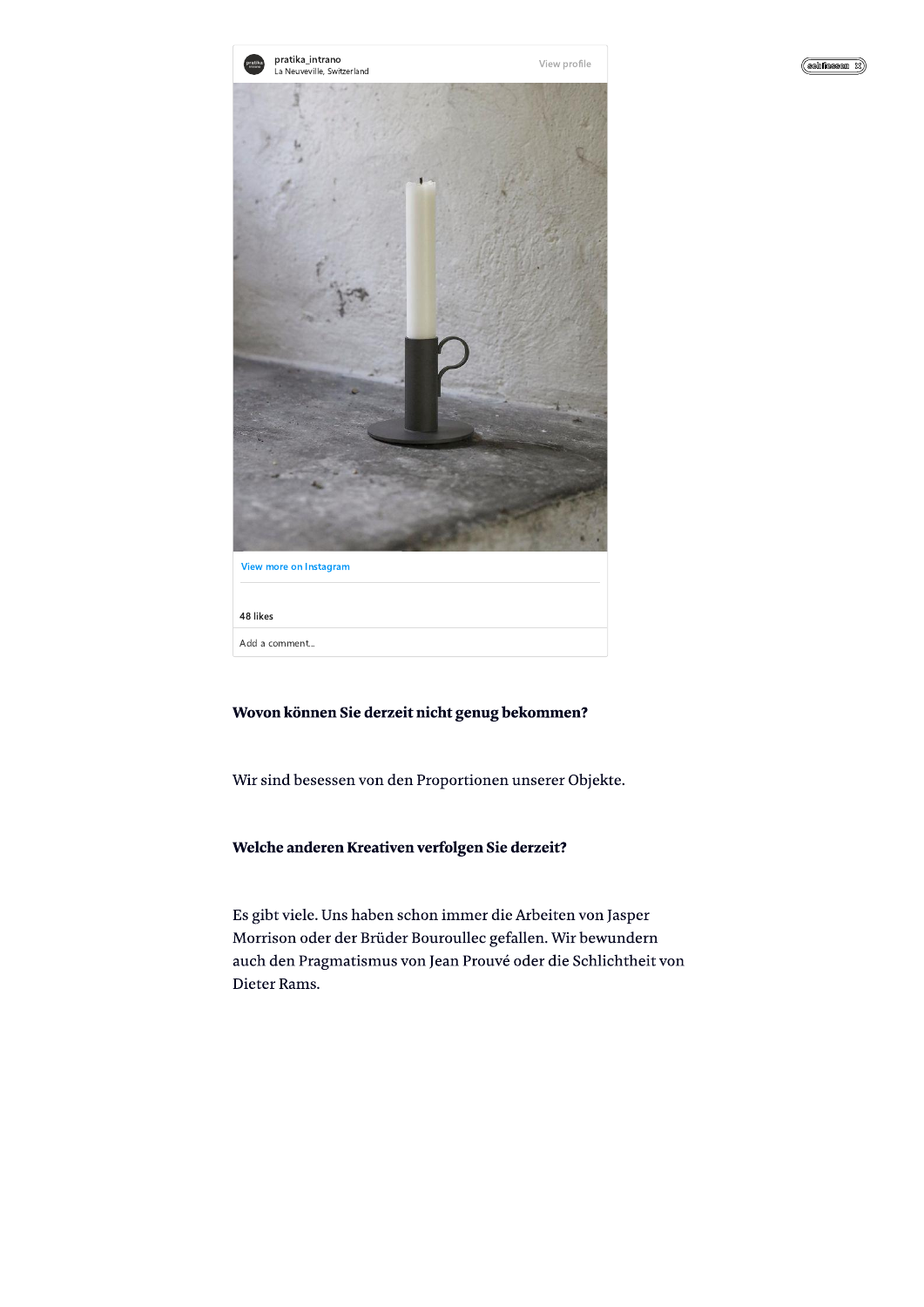pratika_intrano
La Neuveville, Switzerland

View profile

View more on Instagram

48 likes

Add a comment...

**Wovon können Sie derzeit nicht genug bekommen?**

Wir sind besessen von den Proportionen unserer Objekte.

**Welche anderen Kreativen verfolgen Sie derzeit?**

Es gibt viele. Uns haben schon immer die Arbeiten von Jasper Morrison oder der Brüder Bouroullec gefallen. Wir bewundern auch den Pragmatismus von Jean Prouvé oder die Schlichtheit von Dieter Rams.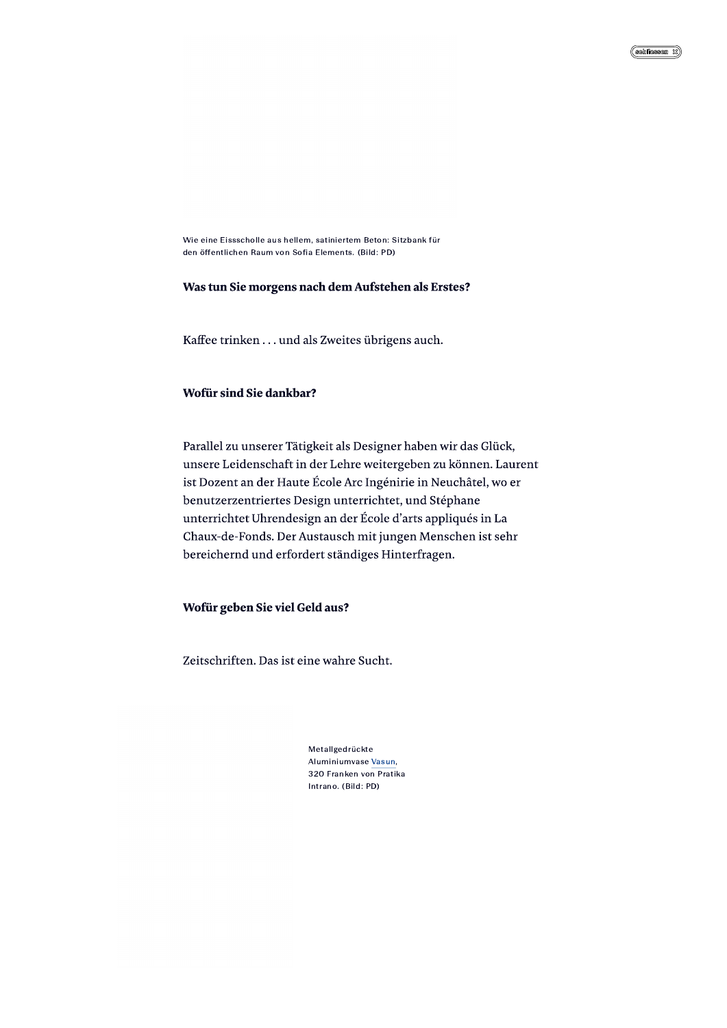Wie eine Eissscholle aus hellem, satiniertem Beton: Sitzbank für den öffentlichen Raum von Sofia Elements. (Bild: PD)

**Was tun Sie morgens nach dem Aufstehen als Erstes?**

Kaffee trinken . . . und als Zweites übrigens auch.

**Wofür sind Sie dankbar?**

Parallel zu unserer Tätigkeit als Designer haben wir das Glück, unsere Leidenschaft in der Lehre weitergeben zu können. Laurent ist Dozent an der Haute École Arc Ingénirie in Neuchâtel, wo er benutzerzentriertes Design unterrichtet, und Stéphane unterrichtet Uhrendesign an der École d'arts appliqués in La Chaux-de-Fonds. Der Austausch mit jungen Menschen ist sehr bereichernd und erfordert ständiges Hinterfragen.

**Wofür geben Sie viel Geld aus?**

Zeitschriften. Das ist eine wahre Sucht.

Metallgedrückte Aluminiumvase Vasun, 320 Franken von Pratika Intrano. (Bild: PD)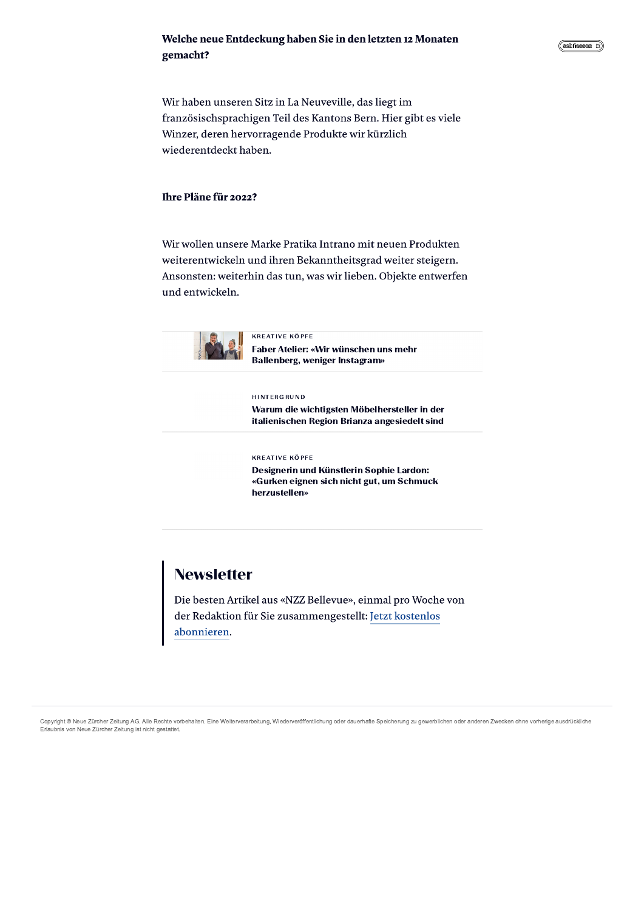**Welche neue Entdeckung haben Sie in den letzten 12 Monaten gemacht?**

Wir haben unseren Sitz in La Neuveville, das liegt im französischsprachigen Teil des Kantons Bern. Hier gibt es viele Winzer, deren hervorragende Produkte wir kürzlich wiederentdeckt haben.

**Ihre Pläne für 2022?**

Wir wollen unsere Marke Pratika Intrano mit neuen Produkten weiterentwickeln und ihren Bekanntheitsgrad weiter steigern. Ansonsten: weiterhin das tun, was wir lieben. Objekte entwerfen und entwickeln.

KREATIVE KÖPFE
**Faber Atelier: «Wir wünschen uns mehr Ballenberg, weniger Instagram»**

HINTERGRUND
**Warum die wichtigsten Möbelhersteller in der italienischen Region Brianza angesiedelt sind**

KREATIVE KÖPFE
**Designerin und Künstlerin Sophie Lardon: «Gurken eignen sich nicht gut, um Schmuck herzustellen»**

## Newsletter

Die besten Artikel aus «NZZ Bellevue», einmal pro Woche von der Redaktion für Sie zusammengestellt: Jetzt kostenlos abonnieren.

Copyright © Neue Zürcher Zeitung AG. Alle Rechte vorbehalten. Eine Weiterverarbeitung, Wiederveröffentlichung oder dauerhafte Speicherung zu gewerblichen oder anderen Zwecken ohne vorherige ausdrückliche Erlaubnis von Neue Zürcher Zeitung ist nicht gestattet.